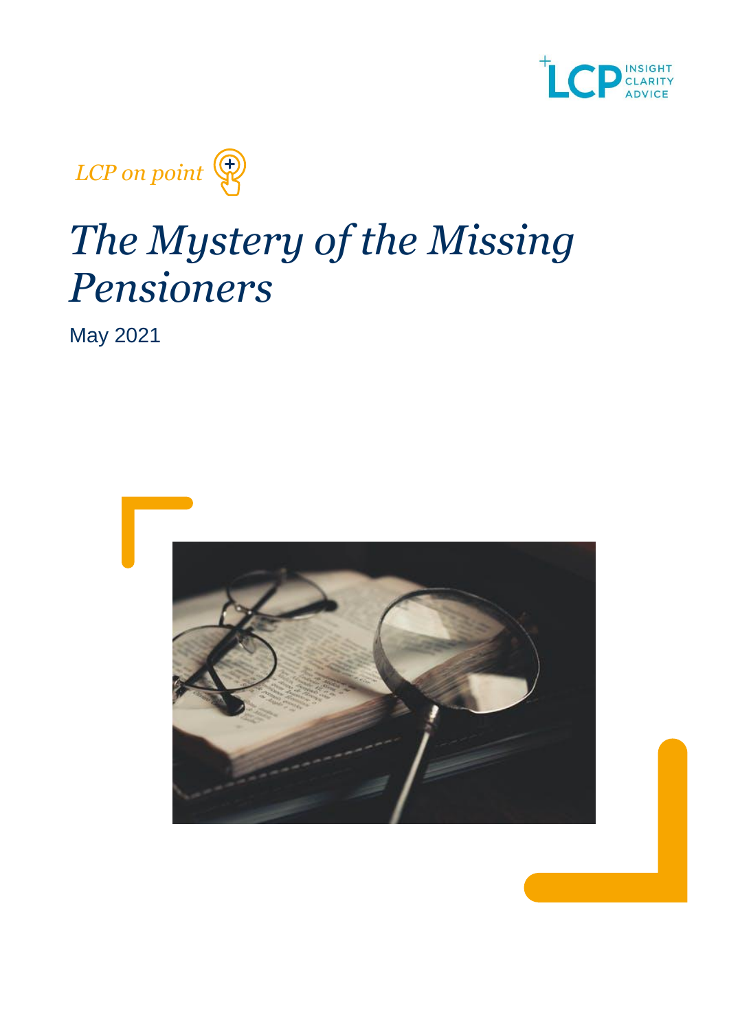LCP INSIGHT CLARITY ADVICE

*LCP on point*

# *The Mystery of the Missing Pensioners*

May 2021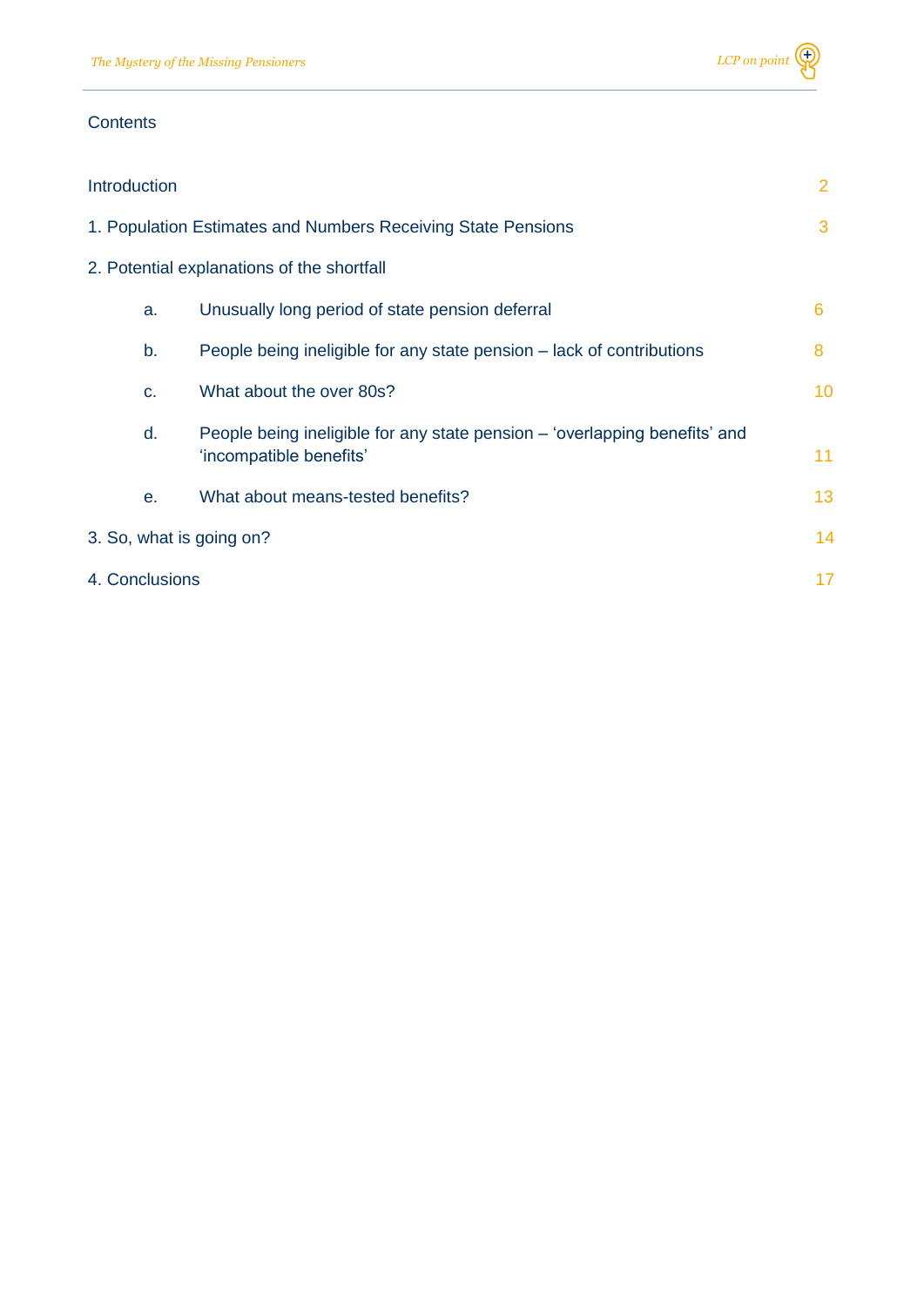## Contents

| | |
|---|---|
| Introduction | 2 |
| 1. Population Estimates and Numbers Receiving State Pensions | 3 |
| 2. Potential explanations of the shortfall | |
| a. Unusually long period of state pension deferral | 6 |
| b. People being ineligible for any state pension – lack of contributions | 8 |
| c. What about the over 80s? | 10 |
| d. People being ineligible for any state pension – 'overlapping benefits' and 'incompatible benefits' | 11 |
| e. What about means-tested benefits? | 13 |
| 3. So, what is going on? | 14 |
| 4. Conclusions | 17 |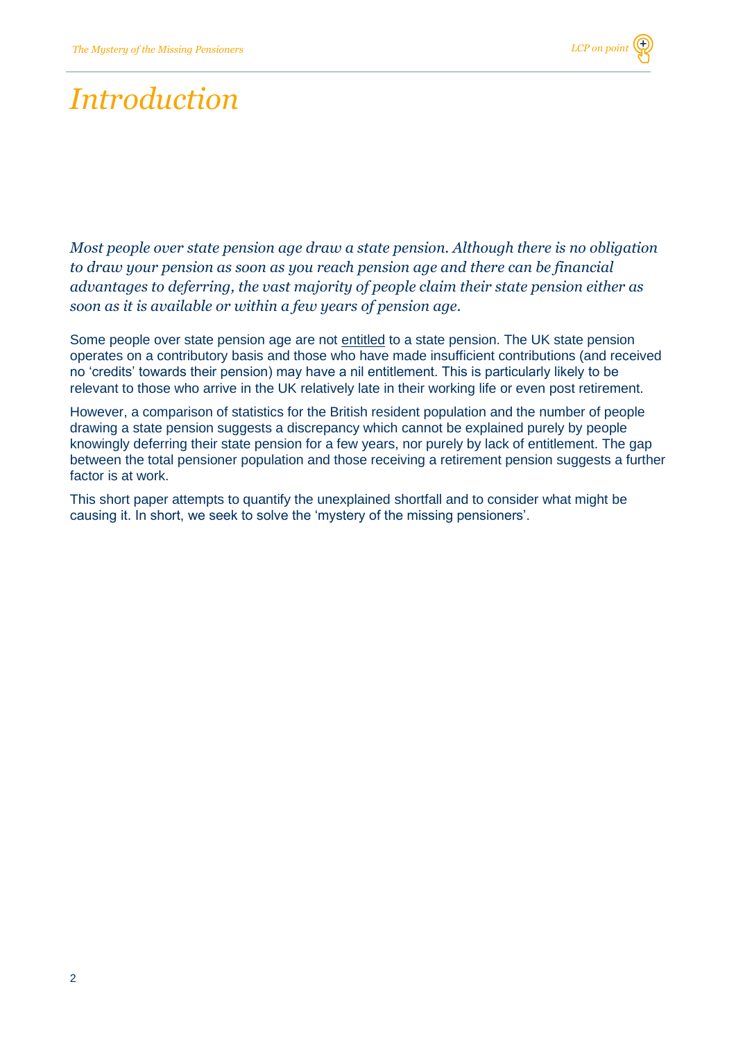# Introduction

*Most people over state pension age draw a state pension. Although there is no obligation to draw your pension as soon as you reach pension age and there can be financial advantages to deferring, the vast majority of people claim their state pension either as soon as it is available or within a few years of pension age.*

Some people over state pension age are not entitled to a state pension. The UK state pension operates on a contributory basis and those who have made insufficient contributions (and received no 'credits' towards their pension) may have a nil entitlement. This is particularly likely to be relevant to those who arrive in the UK relatively late in their working life or even post retirement.

However, a comparison of statistics for the British resident population and the number of people drawing a state pension suggests a discrepancy which cannot be explained purely by people knowingly deferring their state pension for a few years, nor purely by lack of entitlement. The gap between the total pensioner population and those receiving a retirement pension suggests a further factor is at work.

This short paper attempts to quantify the unexplained shortfall and to consider what might be causing it. In short, we seek to solve the 'mystery of the missing pensioners'.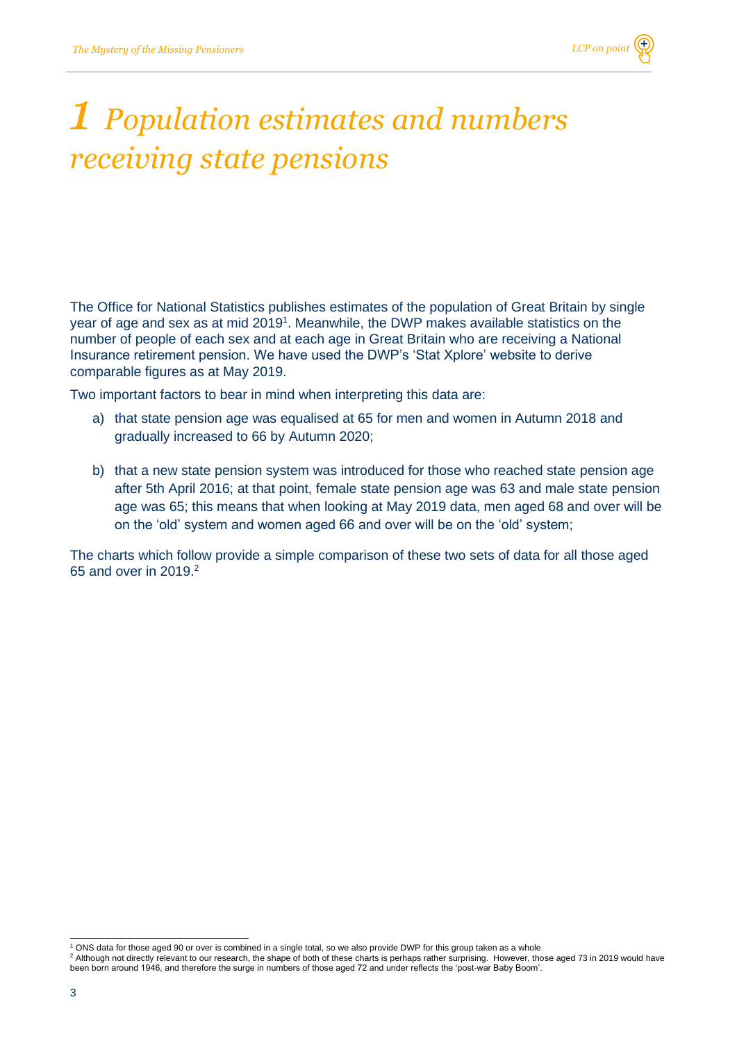# 1 Population estimates and numbers receiving state pensions

The Office for National Statistics publishes estimates of the population of Great Britain by single year of age and sex as at mid 2019[1]. Meanwhile, the DWP makes available statistics on the number of people of each sex and at each age in Great Britain who are receiving a National Insurance retirement pension. We have used the DWP's 'Stat Xplore' website to derive comparable figures as at May 2019.

Two important factors to bear in mind when interpreting this data are:

a) that state pension age was equalised at 65 for men and women in Autumn 2018 and gradually increased to 66 by Autumn 2020;

b) that a new state pension system was introduced for those who reached state pension age after 5th April 2016; at that point, female state pension age was 63 and male state pension age was 65; this means that when looking at May 2019 data, men aged 68 and over will be on the 'old' system and women aged 66 and over will be on the 'old' system;

The charts which follow provide a simple comparison of these two sets of data for all those aged 65 and over in 2019.[2]

---

[1] ONS data for those aged 90 or over is combined in a single total, so we also provide DWP for this group taken as a whole

[2] Although not directly relevant to our research, the shape of both of these charts is perhaps rather surprising. However, those aged 73 in 2019 would have been born around 1946, and therefore the surge in numbers of those aged 72 and under reflects the 'post-war Baby Boom'.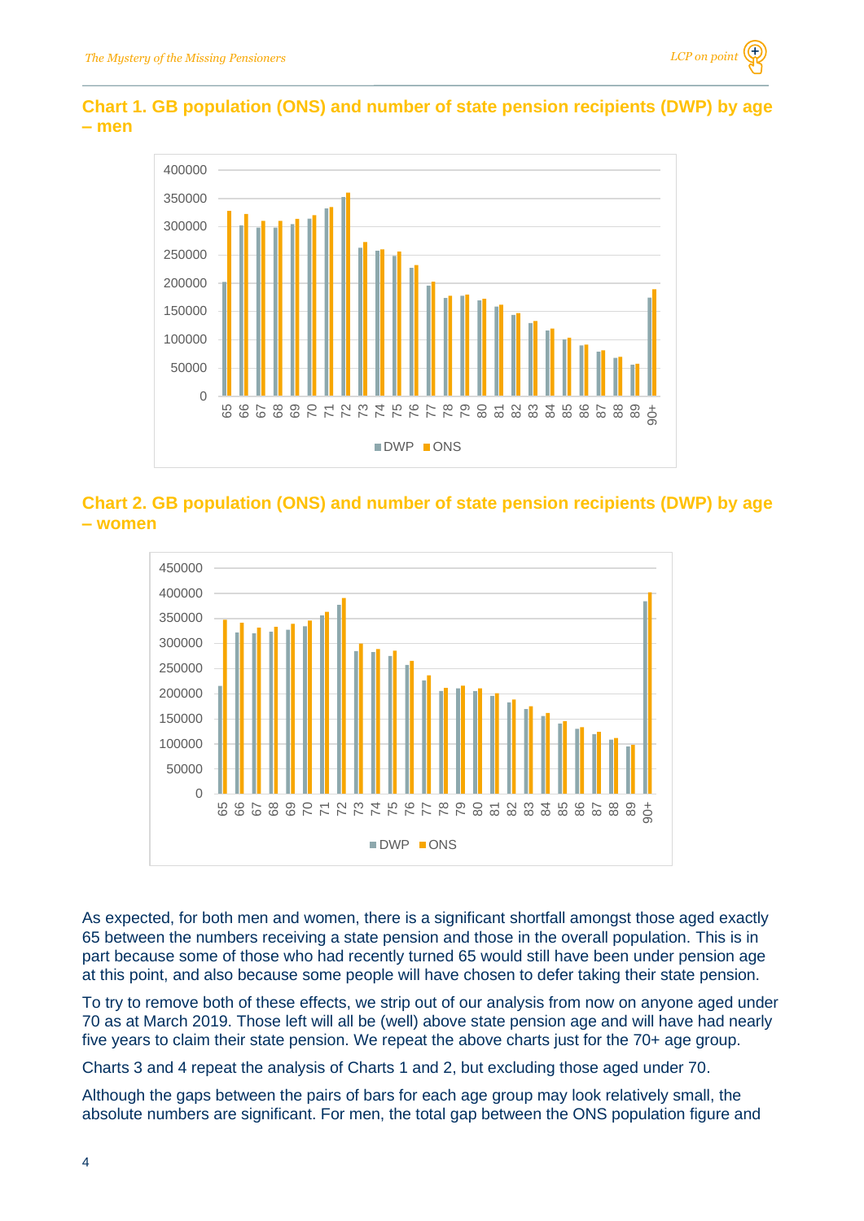### Chart 1. GB population (ONS) and number of state pension recipients (DWP) by age – men

### Chart 2. GB population (ONS) and number of state pension recipients (DWP) by age – women

As expected, for both men and women, there is a significant shortfall amongst those aged exactly 65 between the numbers receiving a state pension and those in the overall population. This is in part because some of those who had recently turned 65 would still have been under pension age at this point, and also because some people will have chosen to defer taking their state pension.

To try to remove both of these effects, we strip out of our analysis from now on anyone aged under 70 as at March 2019. Those left will all be (well) above state pension age and will have had nearly five years to claim their state pension. We repeat the above charts just for the 70+ age group.

Charts 3 and 4 repeat the analysis of Charts 1 and 2, but excluding those aged under 70.

Although the gaps between the pairs of bars for each age group may look relatively small, the absolute numbers are significant. For men, the total gap between the ONS population figure and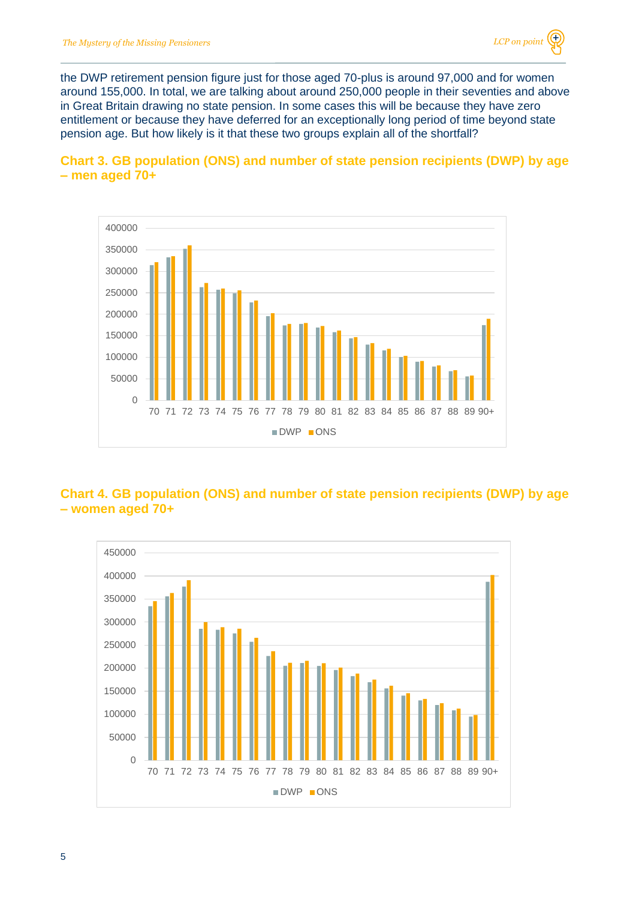the DWP retirement pension figure just for those aged 70-plus is around 97,000 and for women around 155,000. In total, we are talking about around 250,000 people in their seventies and above in Great Britain drawing no state pension. In some cases this will be because they have zero entitlement or because they have deferred for an exceptionally long period of time beyond state pension age. But how likely is it that these two groups explain all of the shortfall?

**Chart 3. GB population (ONS) and number of state pension recipients (DWP) by age – men aged 70+**

**Chart 4. GB population (ONS) and number of state pension recipients (DWP) by age – women aged 70+**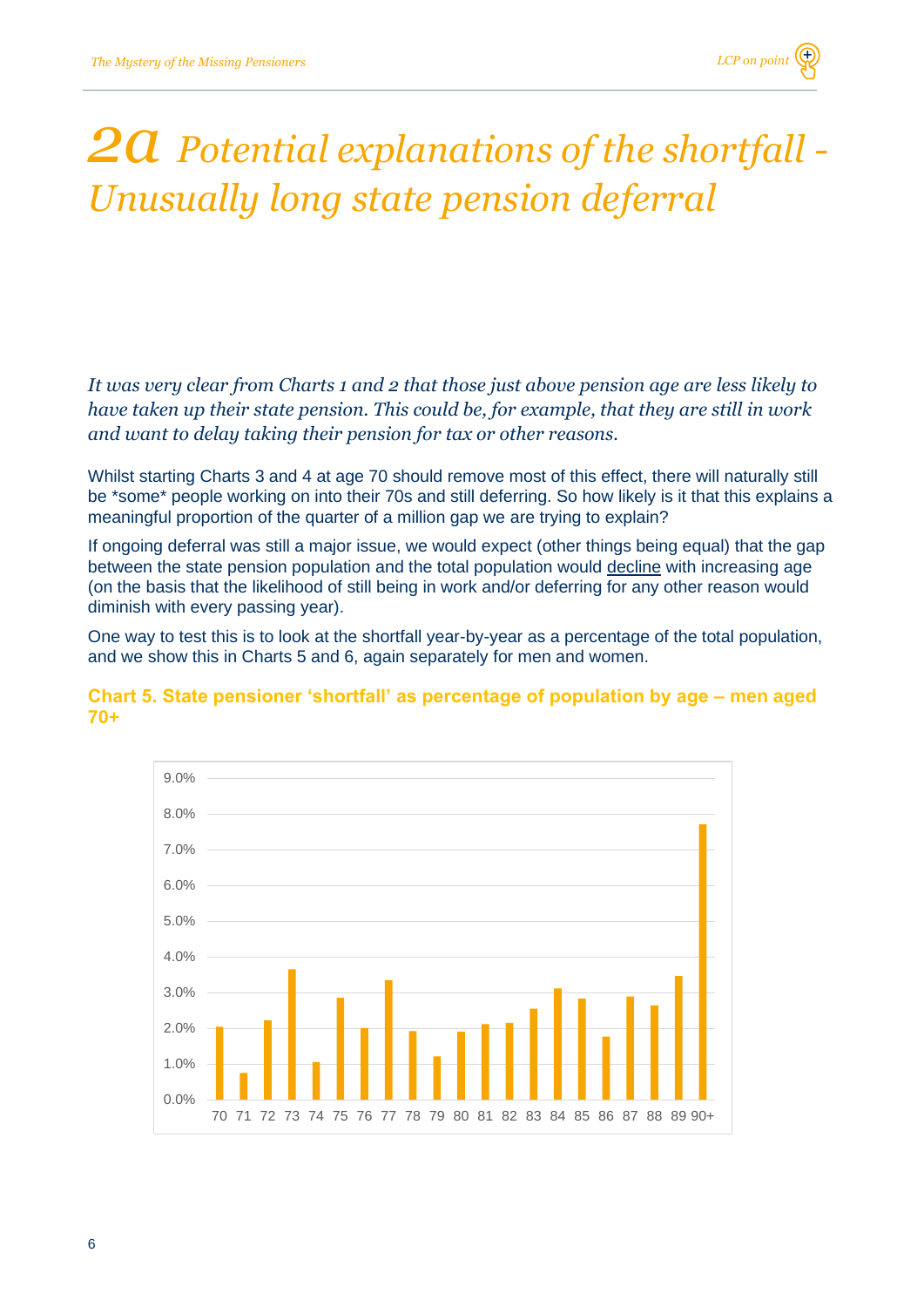# 2a Potential explanations of the shortfall - Unusually long state pension deferral

*It was very clear from Charts 1 and 2 that those just above pension age are less likely to have taken up their state pension. This could be, for example, that they are still in work and want to delay taking their pension for tax or other reasons.*

Whilst starting Charts 3 and 4 at age 70 should remove most of this effect, there will naturally still be *some* people working on into their 70s and still deferring. So how likely is it that this explains a meaningful proportion of the quarter of a million gap we are trying to explain?

If ongoing deferral was still a major issue, we would expect (other things being equal) that the gap between the state pension population and the total population would decline with increasing age (on the basis that the likelihood of still being in work and/or deferring for any other reason would diminish with every passing year).

One way to test this is to look at the shortfall year-by-year as a percentage of the total population, and we show this in Charts 5 and 6, again separately for men and women.

**Chart 5. State pensioner 'shortfall' as percentage of population by age – men aged 70+**

| Age | Shortfall (%) |
|---|---|
| 70 | 2.0% |
| 71 | 0.7% |
| 72 | 2.2% |
| 73 | 3.6% |
| 74 | 1.0% |
| 75 | 2.8% |
| 76 | 2.0% |
| 77 | 3.3% |
| 78 | 1.9% |
| 79 | 1.2% |
| 80 | 1.9% |
| 81 | 2.1% |
| 82 | 2.1% |
| 83 | 2.5% |
| 84 | 3.1% |
| 85 | 2.8% |
| 86 | 1.7% |
| 87 | 2.9% |
| 88 | 2.6% |
| 89 | 3.4% |
| 90+ | 7.7% |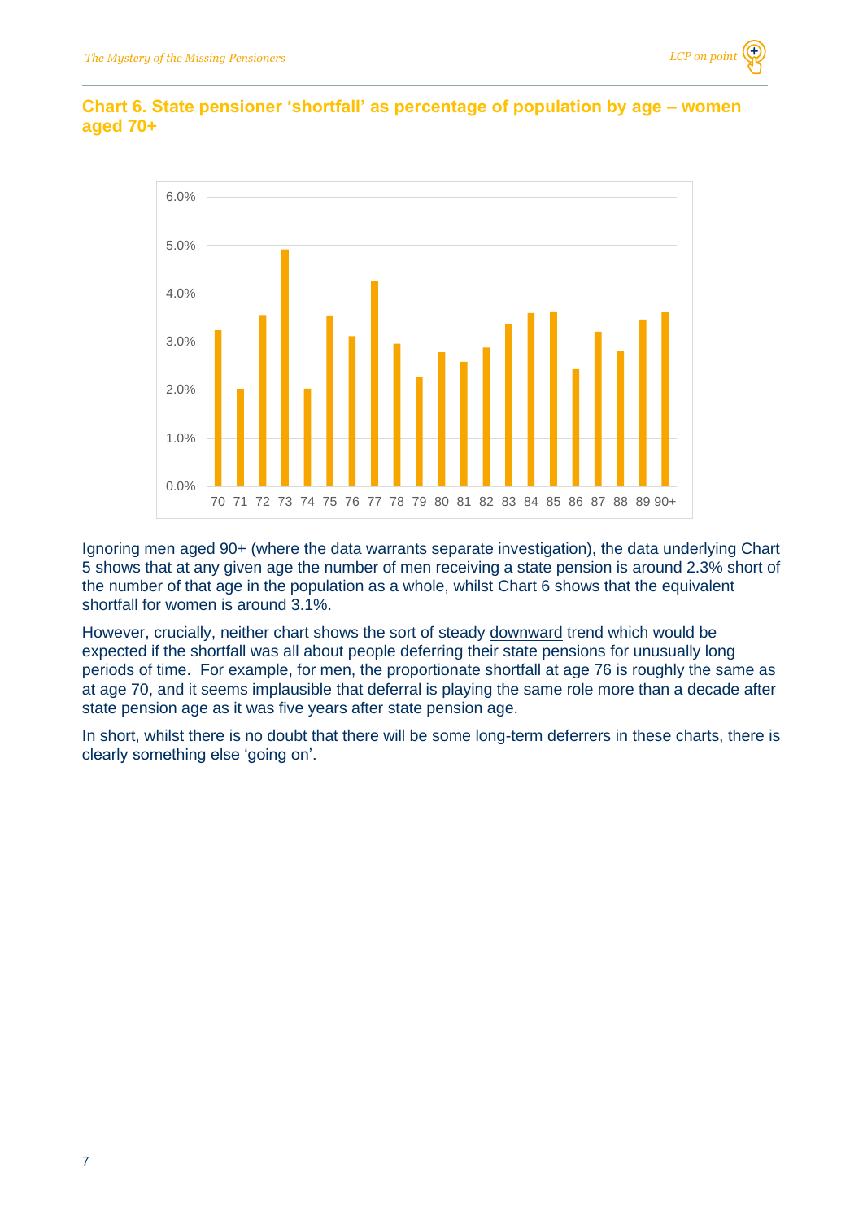**Chart 6. State pensioner 'shortfall' as percentage of population by age – women aged 70+**

Ignoring men aged 90+ (where the data warrants separate investigation), the data underlying Chart 5 shows that at any given age the number of men receiving a state pension is around 2.3% short of the number of that age in the population as a whole, whilst Chart 6 shows that the equivalent shortfall for women is around 3.1%.

However, crucially, neither chart shows the sort of steady <u>downward</u> trend which would be expected if the shortfall was all about people deferring their state pensions for unusually long periods of time. For example, for men, the proportionate shortfall at age 76 is roughly the same as at age 70, and it seems implausible that deferral is playing the same role more than a decade after state pension age as it was five years after state pension age.

In short, whilst there is no doubt that there will be some long-term deferrers in these charts, there is clearly something else 'going on'.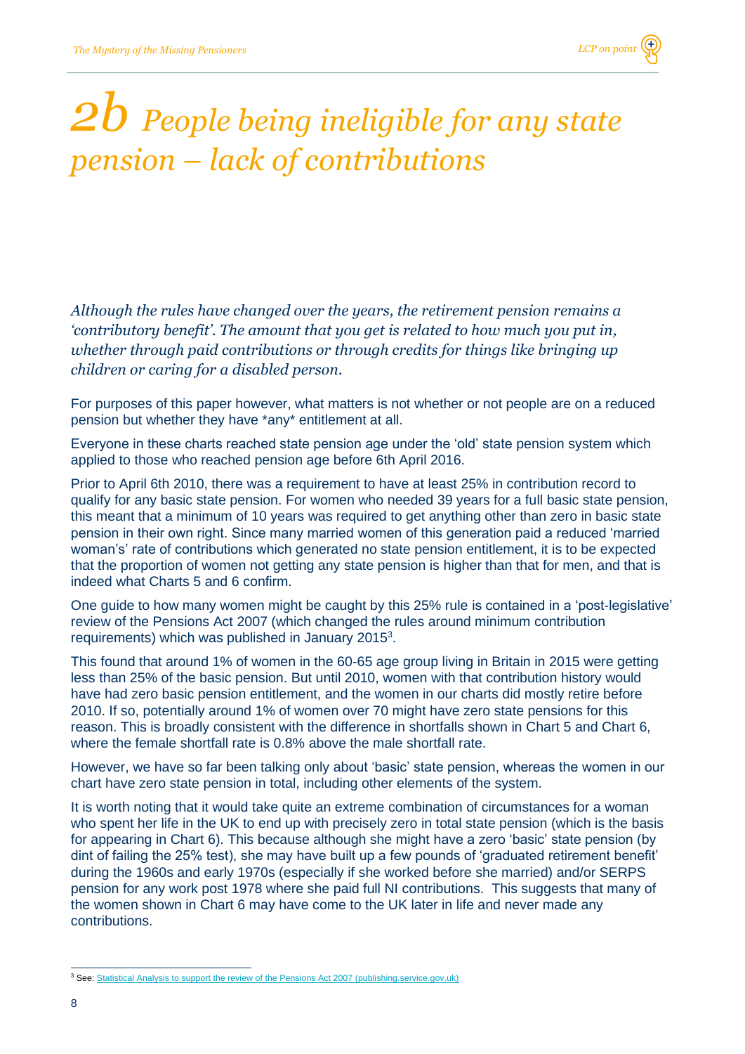# 2b People being ineligible for any state pension – lack of contributions

*Although the rules have changed over the years, the retirement pension remains a 'contributory benefit'. The amount that you get is related to how much you put in, whether through paid contributions or through credits for things like bringing up children or caring for a disabled person.*

For purposes of this paper however, what matters is not whether or not people are on a reduced pension but whether they have *any* entitlement at all.

Everyone in these charts reached state pension age under the 'old' state pension system which applied to those who reached pension age before 6th April 2016.

Prior to April 6th 2010, there was a requirement to have at least 25% in contribution record to qualify for any basic state pension. For women who needed 39 years for a full basic state pension, this meant that a minimum of 10 years was required to get anything other than zero in basic state pension in their own right. Since many married women of this generation paid a reduced 'married woman's' rate of contributions which generated no state pension entitlement, it is to be expected that the proportion of women not getting any state pension is higher than that for men, and that is indeed what Charts 5 and 6 confirm.

One guide to how many women might be caught by this 25% rule is contained in a 'post-legislative' review of the Pensions Act 2007 (which changed the rules around minimum contribution requirements) which was published in January 2015[3].

This found that around 1% of women in the 60-65 age group living in Britain in 2015 were getting less than 25% of the basic pension. But until 2010, women with that contribution history would have had zero basic pension entitlement, and the women in our charts did mostly retire before 2010. If so, potentially around 1% of women over 70 might have zero state pensions for this reason. This is broadly consistent with the difference in shortfalls shown in Chart 5 and Chart 6, where the female shortfall rate is 0.8% above the male shortfall rate.

However, we have so far been talking only about 'basic' state pension, whereas the women in our chart have zero state pension in total, including other elements of the system.

It is worth noting that it would take quite an extreme combination of circumstances for a woman who spent her life in the UK to end up with precisely zero in total state pension (which is the basis for appearing in Chart 6). This because although she might have a zero 'basic' state pension (by dint of failing the 25% test), she may have built up a few pounds of 'graduated retirement benefit' during the 1960s and early 1970s (especially if she worked before she married) and/or SERPS pension for any work post 1978 where she paid full NI contributions. This suggests that many of the women shown in Chart 6 may have come to the UK later in life and never made any contributions.

---

[3] See: Statistical Analysis to support the review of the Pensions Act 2007 (publishing.service.gov.uk)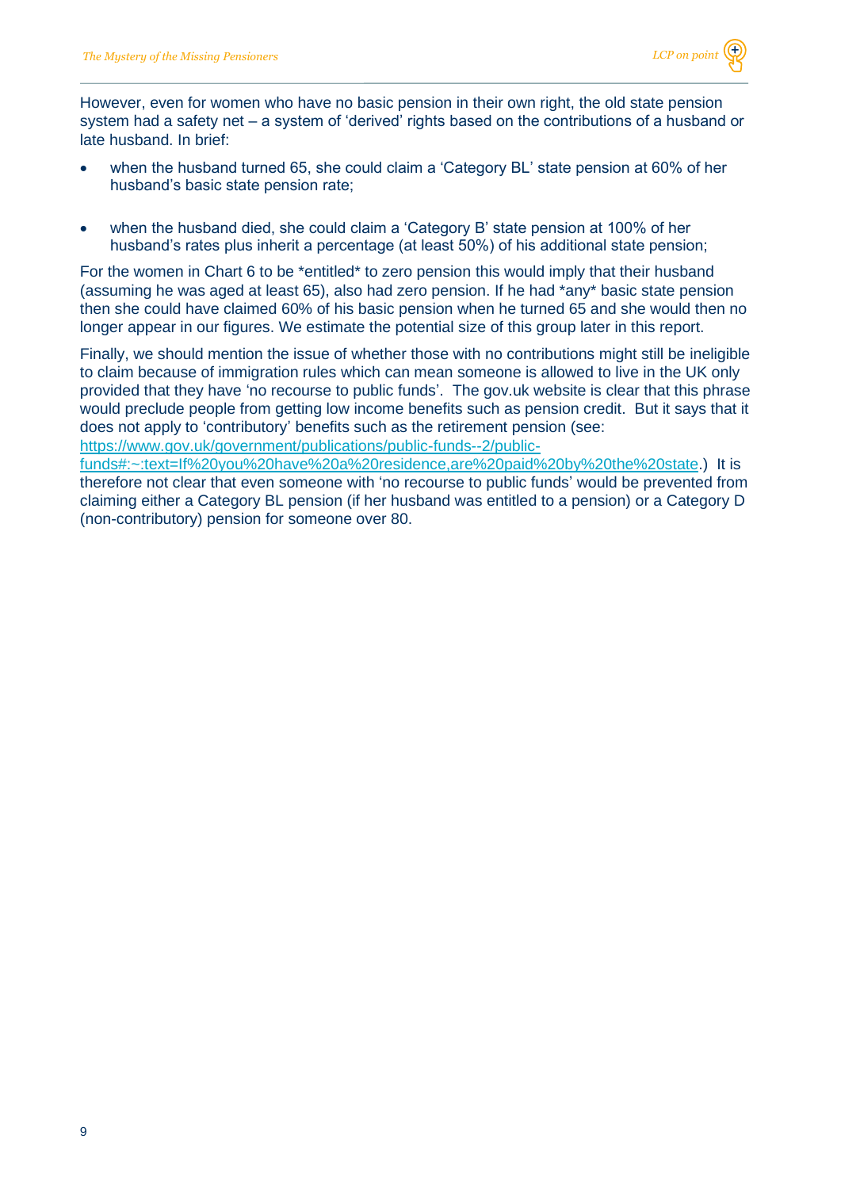However, even for women who have no basic pension in their own right, the old state pension system had a safety net – a system of 'derived' rights based on the contributions of a husband or late husband. In brief:

- when the husband turned 65, she could claim a 'Category BL' state pension at 60% of her husband's basic state pension rate;

- when the husband died, she could claim a 'Category B' state pension at 100% of her husband's rates plus inherit a percentage (at least 50%) of his additional state pension;

For the women in Chart 6 to be *entitled* to zero pension this would imply that their husband (assuming he was aged at least 65), also had zero pension. If he had *any* basic state pension then she could have claimed 60% of his basic pension when he turned 65 and she would then no longer appear in our figures. We estimate the potential size of this group later in this report.

Finally, we should mention the issue of whether those with no contributions might still be ineligible to claim because of immigration rules which can mean someone is allowed to live in the UK only provided that they have 'no recourse to public funds'. The gov.uk website is clear that this phrase would preclude people from getting low income benefits such as pension credit. But it says that it does not apply to 'contributory' benefits such as the retirement pension (see: [https://www.gov.uk/government/publications/public-funds--2/public-funds#:~:text=If%20you%20have%20a%20residence,are%20paid%20by%20the%20state](https://www.gov.uk/government/publications/public-funds--2/public-funds#:~:text=If%20you%20have%20a%20residence,are%20paid%20by%20the%20state).) It is therefore not clear that even someone with 'no recourse to public funds' would be prevented from claiming either a Category BL pension (if her husband was entitled to a pension) or a Category D (non-contributory) pension for someone over 80.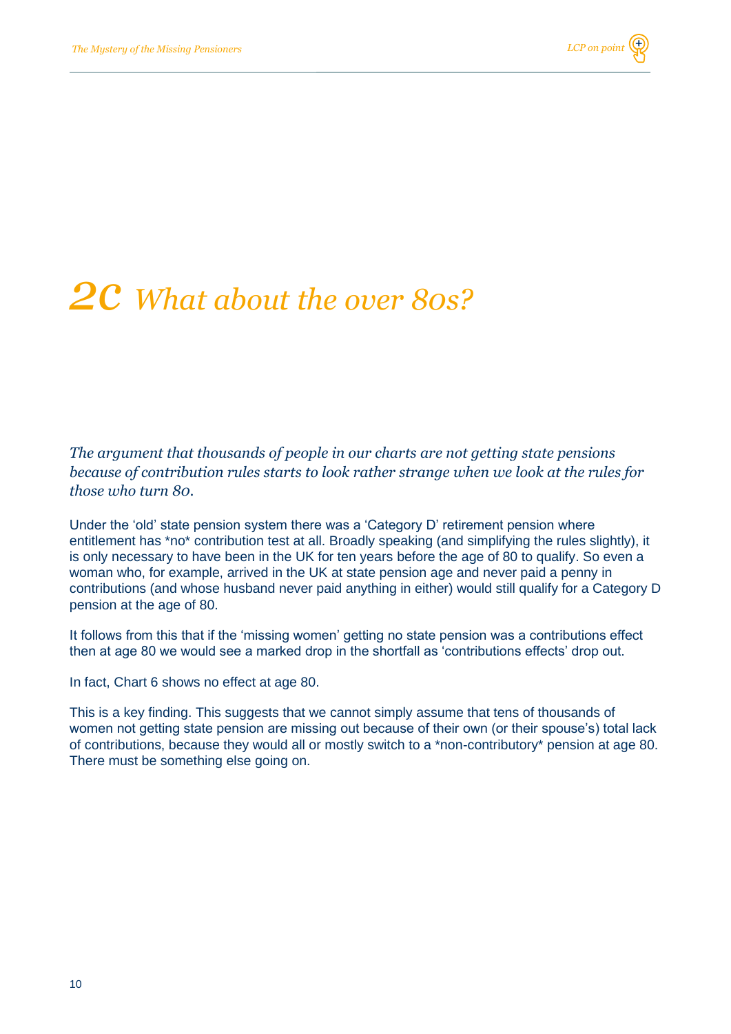# 2C What about the over 80s?

*The argument that thousands of people in our charts are not getting state pensions because of contribution rules starts to look rather strange when we look at the rules for those who turn 80.*

Under the 'old' state pension system there was a 'Category D' retirement pension where entitlement has *no* contribution test at all. Broadly speaking (and simplifying the rules slightly), it is only necessary to have been in the UK for ten years before the age of 80 to qualify. So even a woman who, for example, arrived in the UK at state pension age and never paid a penny in contributions (and whose husband never paid anything in either) would still qualify for a Category D pension at the age of 80.

It follows from this that if the 'missing women' getting no state pension was a contributions effect then at age 80 we would see a marked drop in the shortfall as 'contributions effects' drop out.

In fact, Chart 6 shows no effect at age 80.

This is a key finding. This suggests that we cannot simply assume that tens of thousands of women not getting state pension are missing out because of their own (or their spouse's) total lack of contributions, because they would all or mostly switch to a *non-contributory* pension at age 80. There must be something else going on.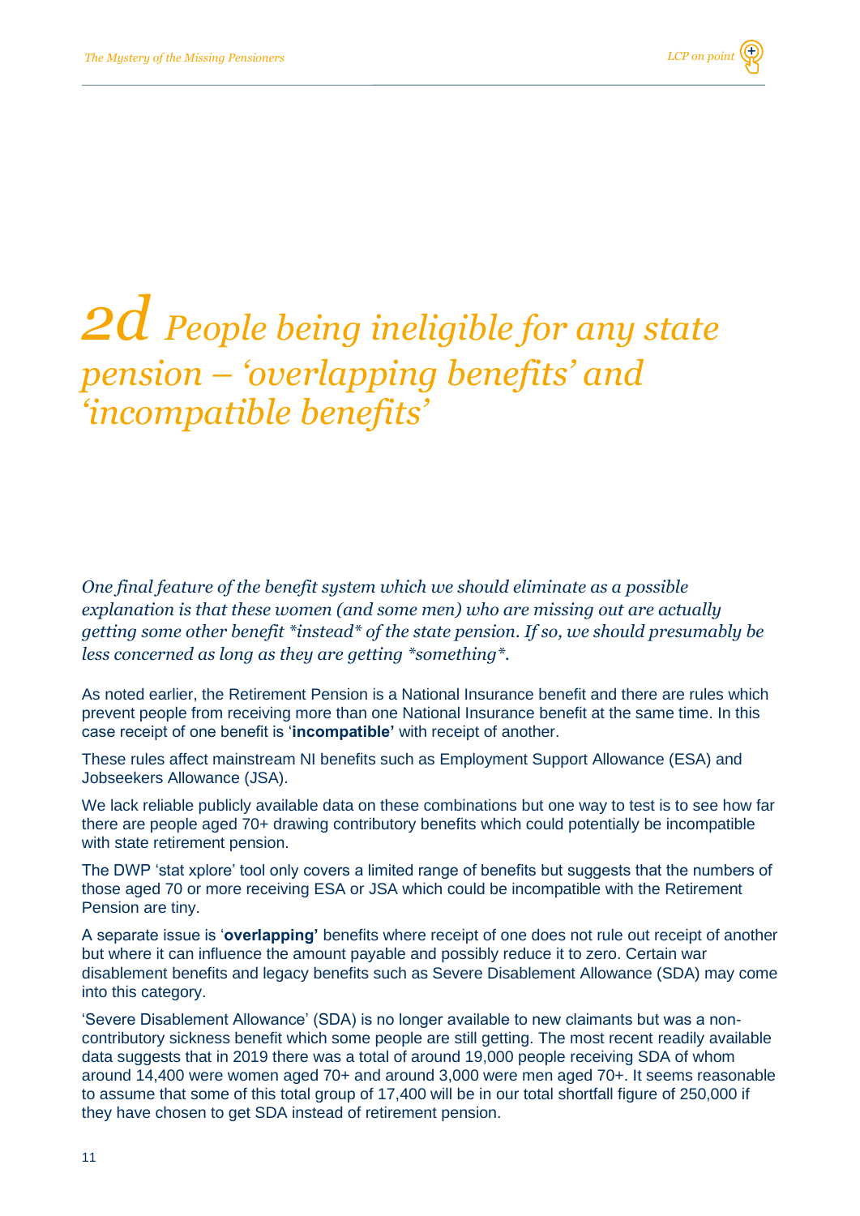# 2d People being ineligible for any state pension – 'overlapping benefits' and 'incompatible benefits'

*One final feature of the benefit system which we should eliminate as a possible explanation is that these women (and some men) who are missing out are actually getting some other benefit *instead* of the state pension. If so, we should presumably be less concerned as long as they are getting *something*.*

As noted earlier, the Retirement Pension is a National Insurance benefit and there are rules which prevent people from receiving more than one National Insurance benefit at the same time. In this case receipt of one benefit is '**incompatible'** with receipt of another.

These rules affect mainstream NI benefits such as Employment Support Allowance (ESA) and Jobseekers Allowance (JSA).

We lack reliable publicly available data on these combinations but one way to test is to see how far there are people aged 70+ drawing contributory benefits which could potentially be incompatible with state retirement pension.

The DWP 'stat xplore' tool only covers a limited range of benefits but suggests that the numbers of those aged 70 or more receiving ESA or JSA which could be incompatible with the Retirement Pension are tiny.

A separate issue is '**overlapping'** benefits where receipt of one does not rule out receipt of another but where it can influence the amount payable and possibly reduce it to zero. Certain war disablement benefits and legacy benefits such as Severe Disablement Allowance (SDA) may come into this category.

'Severe Disablement Allowance' (SDA) is no longer available to new claimants but was a non-contributory sickness benefit which some people are still getting. The most recent readily available data suggests that in 2019 there was a total of around 19,000 people receiving SDA of whom around 14,400 were women aged 70+ and around 3,000 were men aged 70+. It seems reasonable to assume that some of this total group of 17,400 will be in our total shortfall figure of 250,000 if they have chosen to get SDA instead of retirement pension.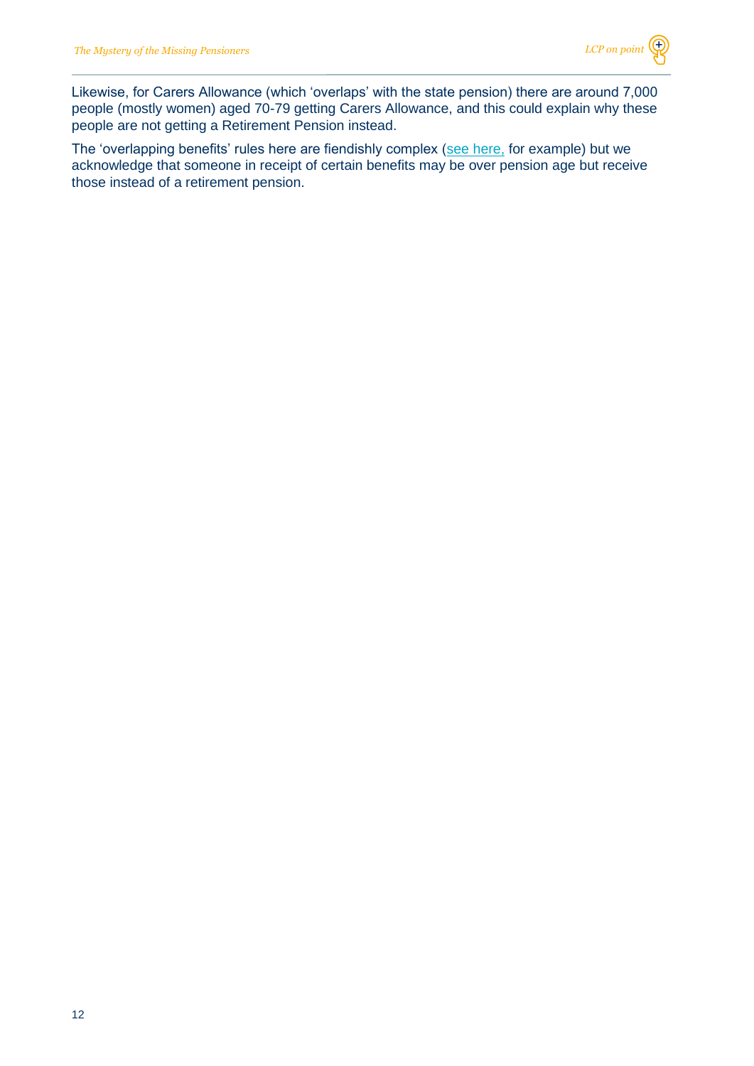Likewise, for Carers Allowance (which 'overlaps' with the state pension) there are around 7,000 people (mostly women) aged 70-79 getting Carers Allowance, and this could explain why these people are not getting a Retirement Pension instead.

The 'overlapping benefits' rules here are fiendishly complex (see here, for example) but we acknowledge that someone in receipt of certain benefits may be over pension age but receive those instead of a retirement pension.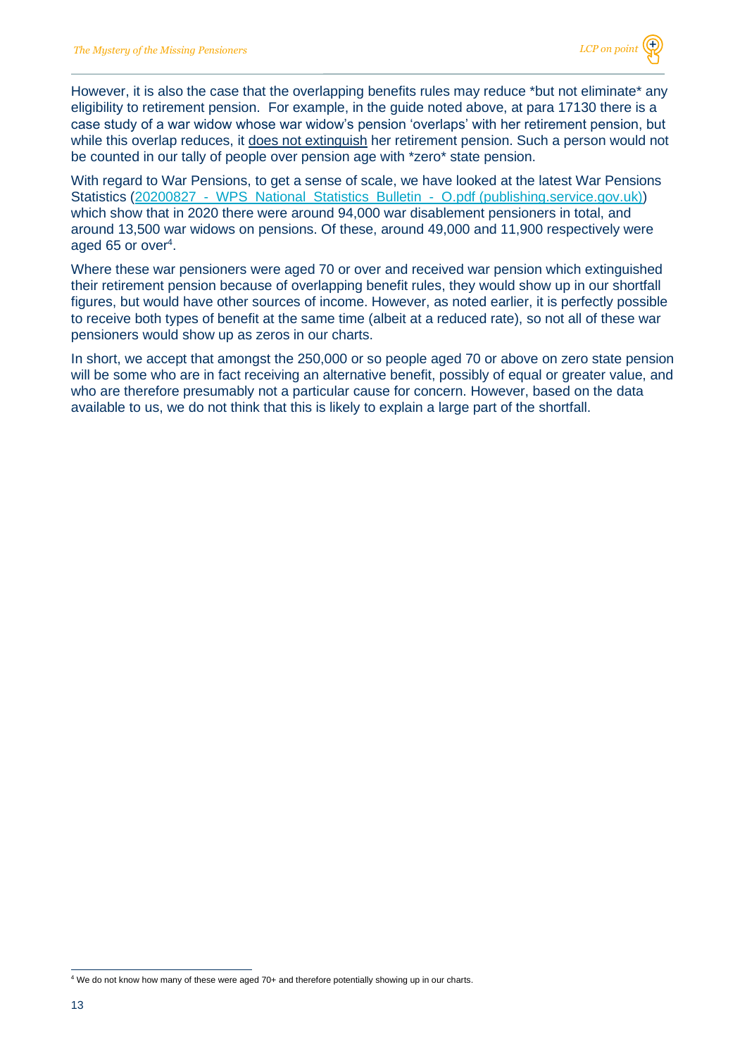However, it is also the case that the overlapping benefits rules may reduce *but not eliminate* any eligibility to retirement pension. For example, in the guide noted above, at para 17130 there is a case study of a war widow whose war widow's pension 'overlaps' with her retirement pension, but while this overlap reduces, it does not extinguish her retirement pension. Such a person would not be counted in our tally of people over pension age with *zero* state pension.

With regard to War Pensions, to get a sense of scale, we have looked at the latest War Pensions Statistics ([20200827_-_WPS_National_Statistics_Bulletin_-_O.pdf (publishing.service.gov.uk)]) which show that in 2020 there were around 94,000 war disablement pensioners in total, and around 13,500 war widows on pensions. Of these, around 49,000 and 11,900 respectively were aged 65 or over[4].

Where these war pensioners were aged 70 or over and received war pension which extinguished their retirement pension because of overlapping benefit rules, they would show up in our shortfall figures, but would have other sources of income. However, as noted earlier, it is perfectly possible to receive both types of benefit at the same time (albeit at a reduced rate), so not all of these war pensioners would show up as zeros in our charts.

In short, we accept that amongst the 250,000 or so people aged 70 or above on zero state pension will be some who are in fact receiving an alternative benefit, possibly of equal or greater value, and who are therefore presumably not a particular cause for concern. However, based on the data available to us, we do not think that this is likely to explain a large part of the shortfall.

[4] We do not know how many of these were aged 70+ and therefore potentially showing up in our charts.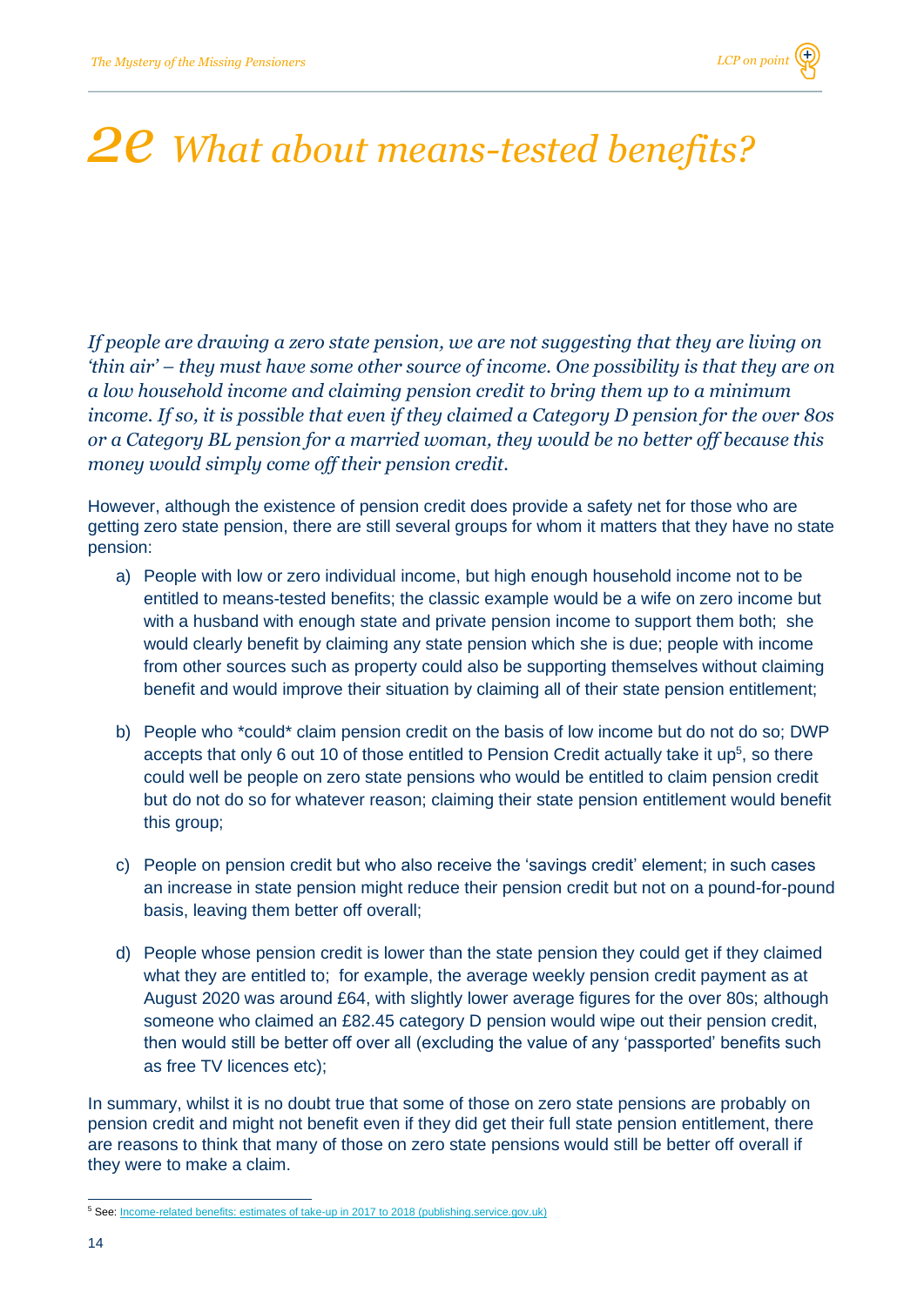# *2e What about means-tested benefits?*

*If people are drawing a zero state pension, we are not suggesting that they are living on 'thin air' – they must have some other source of income. One possibility is that they are on a low household income and claiming pension credit to bring them up to a minimum income. If so, it is possible that even if they claimed a Category D pension for the over 80s or a Category BL pension for a married woman, they would be no better off because this money would simply come off their pension credit.*

However, although the existence of pension credit does provide a safety net for those who are getting zero state pension, there are still several groups for whom it matters that they have no state pension:

a) People with low or zero individual income, but high enough household income not to be entitled to means-tested benefits; the classic example would be a wife on zero income but with a husband with enough state and private pension income to support them both; she would clearly benefit by claiming any state pension which she is due; people with income from other sources such as property could also be supporting themselves without claiming benefit and would improve their situation by claiming all of their state pension entitlement;

b) People who *could* claim pension credit on the basis of low income but do not do so; DWP accepts that only 6 out 10 of those entitled to Pension Credit actually take it up[5], so there could well be people on zero state pensions who would be entitled to claim pension credit but do not do so for whatever reason; claiming their state pension entitlement would benefit this group;

c) People on pension credit but who also receive the 'savings credit' element; in such cases an increase in state pension might reduce their pension credit but not on a pound-for-pound basis, leaving them better off overall;

d) People whose pension credit is lower than the state pension they could get if they claimed what they are entitled to; for example, the average weekly pension credit payment as at August 2020 was around £64, with slightly lower average figures for the over 80s; although someone who claimed an £82.45 category D pension would wipe out their pension credit, then would still be better off over all (excluding the value of any 'passported' benefits such as free TV licences etc);

In summary, whilst it is no doubt true that some of those on zero state pensions are probably on pension credit and might not benefit even if they did get their full state pension entitlement, there are reasons to think that many of those on zero state pensions would still be better off overall if they were to make a claim.

---

[5] See: Income-related benefits: estimates of take-up in 2017 to 2018 (publishing.service.gov.uk)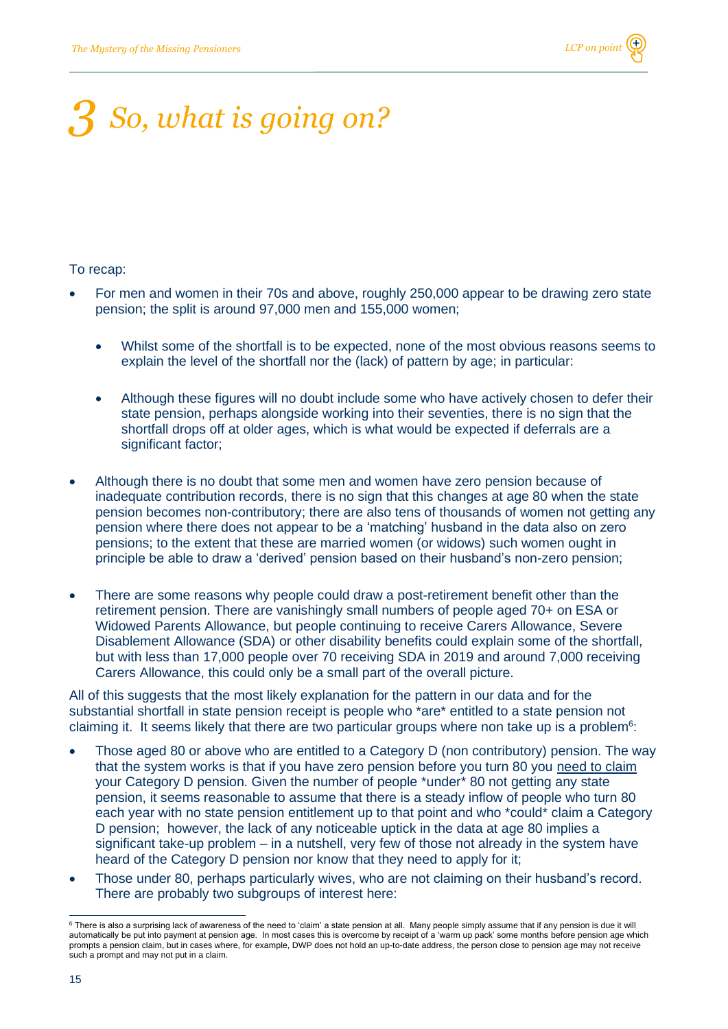# 3 So, what is going on?

To recap:

- For men and women in their 70s and above, roughly 250,000 appear to be drawing zero state pension; the split is around 97,000 men and 155,000 women;
    - Whilst some of the shortfall is to be expected, none of the most obvious reasons seems to explain the level of the shortfall nor the (lack) of pattern by age; in particular:
    - Although these figures will no doubt include some who have actively chosen to defer their state pension, perhaps alongside working into their seventies, there is no sign that the shortfall drops off at older ages, which is what would be expected if deferrals are a significant factor;
- Although there is no doubt that some men and women have zero pension because of inadequate contribution records, there is no sign that this changes at age 80 when the state pension becomes non-contributory; there are also tens of thousands of women not getting any pension where there does not appear to be a 'matching' husband in the data also on zero pensions; to the extent that these are married women (or widows) such women ought in principle be able to draw a 'derived' pension based on their husband's non-zero pension;
- There are some reasons why people could draw a post-retirement benefit other than the retirement pension. There are vanishingly small numbers of people aged 70+ on ESA or Widowed Parents Allowance, but people continuing to receive Carers Allowance, Severe Disablement Allowance (SDA) or other disability benefits could explain some of the shortfall, but with less than 17,000 people over 70 receiving SDA in 2019 and around 7,000 receiving Carers Allowance, this could only be a small part of the overall picture.

All of this suggests that the most likely explanation for the pattern in our data and for the substantial shortfall in state pension receipt is people who *are* entitled to a state pension not claiming it. It seems likely that there are two particular groups where non take up is a problem[6]:

- Those aged 80 or above who are entitled to a Category D (non contributory) pension. The way that the system works is that if you have zero pension before you turn 80 you need to claim your Category D pension. Given the number of people *under* 80 not getting any state pension, it seems reasonable to assume that there is a steady inflow of people who turn 80 each year with no state pension entitlement up to that point and who *could* claim a Category D pension; however, the lack of any noticeable uptick in the data at age 80 implies a significant take-up problem – in a nutshell, very few of those not already in the system have heard of the Category D pension nor know that they need to apply for it;
- Those under 80, perhaps particularly wives, who are not claiming on their husband's record. There are probably two subgroups of interest here:

[6] There is also a surprising lack of awareness of the need to 'claim' a state pension at all. Many people simply assume that if any pension is due it will automatically be put into payment at pension age. In most cases this is overcome by receipt of a 'warm up pack' some months before pension age which prompts a pension claim, but in cases where, for example, DWP does not hold an up-to-date address, the person close to pension age may not receive such a prompt and may not put in a claim.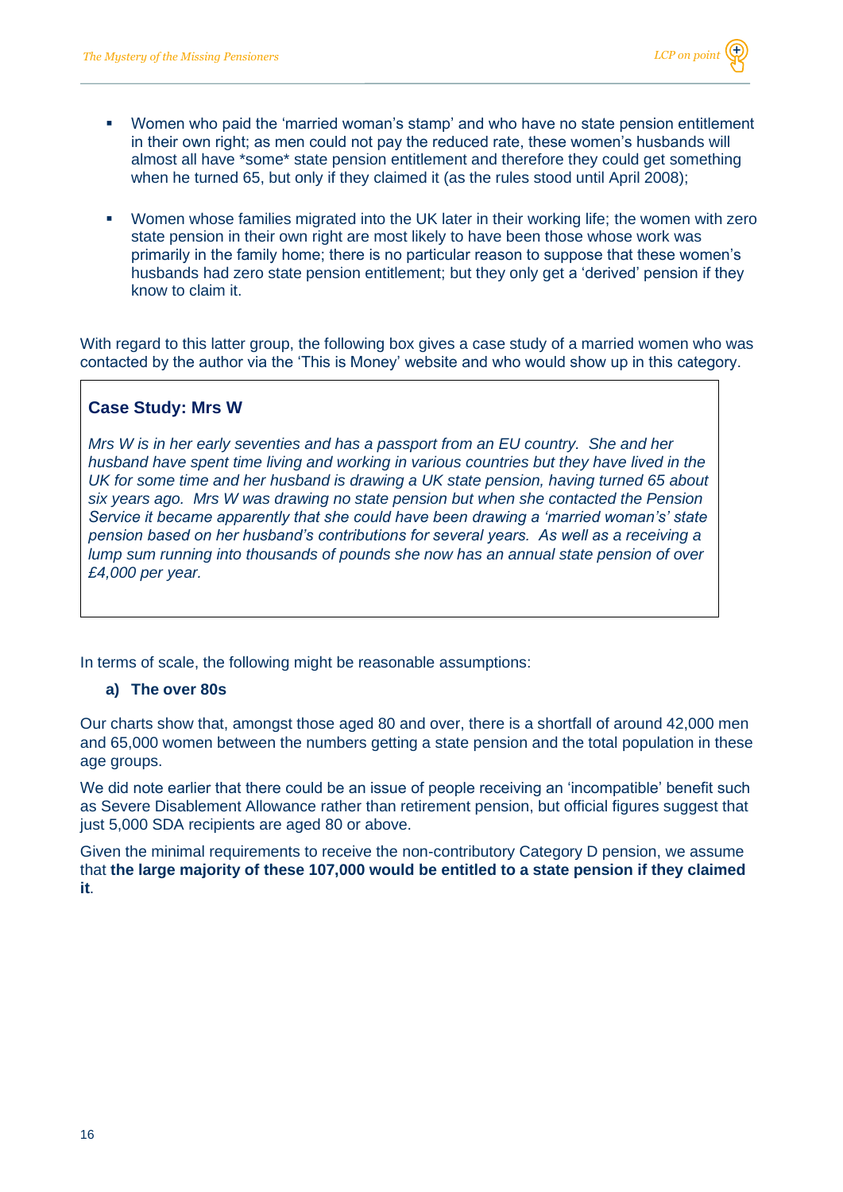- Women who paid the 'married woman's stamp' and who have no state pension entitlement in their own right; as men could not pay the reduced rate, these women's husbands will almost all have *some* state pension entitlement and therefore they could get something when he turned 65, but only if they claimed it (as the rules stood until April 2008);

- Women whose families migrated into the UK later in their working life; the women with zero state pension in their own right are most likely to have been those whose work was primarily in the family home; there is no particular reason to suppose that these women's husbands had zero state pension entitlement; but they only get a 'derived' pension if they know to claim it.

With regard to this latter group, the following box gives a case study of a married women who was contacted by the author via the 'This is Money' website and who would show up in this category.

> **Case Study: Mrs W**
>
> *Mrs W is in her early seventies and has a passport from an EU country. She and her husband have spent time living and working in various countries but they have lived in the UK for some time and her husband is drawing a UK state pension, having turned 65 about six years ago. Mrs W was drawing no state pension but when she contacted the Pension Service it became apparently that she could have been drawing a 'married woman's' state pension based on her husband's contributions for several years. As well as a receiving a lump sum running into thousands of pounds she now has an annual state pension of over £4,000 per year.*

In terms of scale, the following might be reasonable assumptions:

**a) The over 80s**

Our charts show that, amongst those aged 80 and over, there is a shortfall of around 42,000 men and 65,000 women between the numbers getting a state pension and the total population in these age groups.

We did note earlier that there could be an issue of people receiving an 'incompatible' benefit such as Severe Disablement Allowance rather than retirement pension, but official figures suggest that just 5,000 SDA recipients are aged 80 or above.

Given the minimal requirements to receive the non-contributory Category D pension, we assume that **the large majority of these 107,000 would be entitled to a state pension if they claimed it**.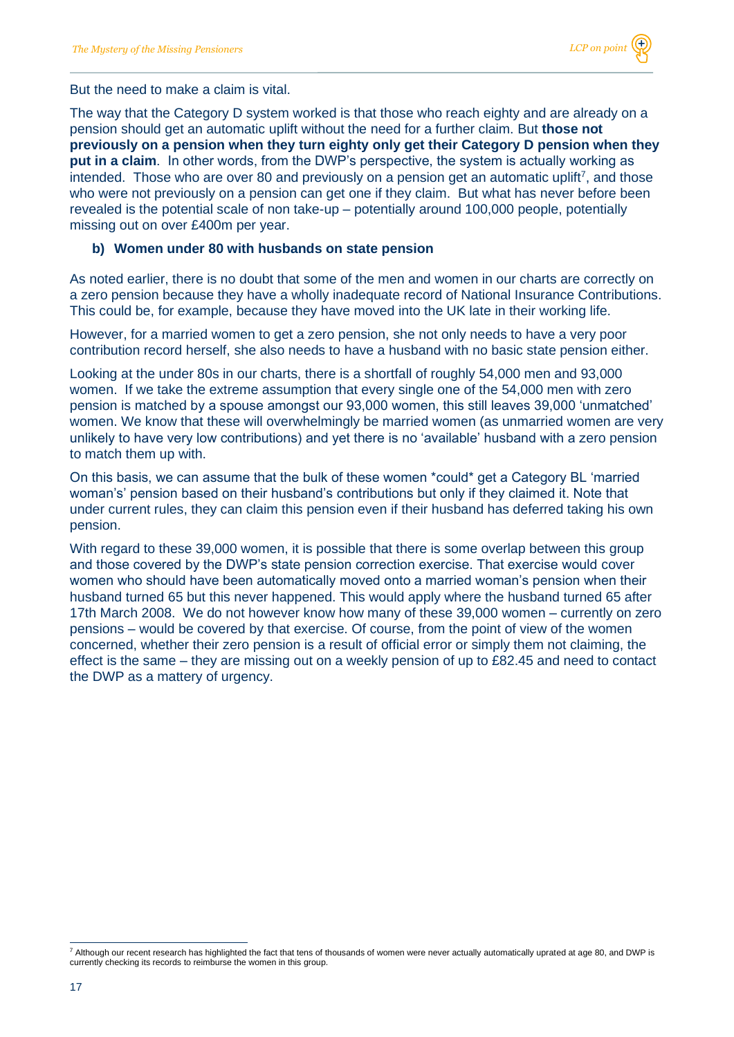But the need to make a claim is vital.

The way that the Category D system worked is that those who reach eighty and are already on a pension should get an automatic uplift without the need for a further claim. But **those not previously on a pension when they turn eighty only get their Category D pension when they put in a claim**. In other words, from the DWP's perspective, the system is actually working as intended. Those who are over 80 and previously on a pension get an automatic uplift[7], and those who were not previously on a pension can get one if they claim. But what has never before been revealed is the potential scale of non take-up – potentially around 100,000 people, potentially missing out on over £400m per year.

**b) Women under 80 with husbands on state pension**

As noted earlier, there is no doubt that some of the men and women in our charts are correctly on a zero pension because they have a wholly inadequate record of National Insurance Contributions. This could be, for example, because they have moved into the UK late in their working life.

However, for a married women to get a zero pension, she not only needs to have a very poor contribution record herself, she also needs to have a husband with no basic state pension either.

Looking at the under 80s in our charts, there is a shortfall of roughly 54,000 men and 93,000 women. If we take the extreme assumption that every single one of the 54,000 men with zero pension is matched by a spouse amongst our 93,000 women, this still leaves 39,000 'unmatched' women. We know that these will overwhelmingly be married women (as unmarried women are very unlikely to have very low contributions) and yet there is no 'available' husband with a zero pension to match them up with.

On this basis, we can assume that the bulk of these women *could* get a Category BL 'married woman's' pension based on their husband's contributions but only if they claimed it. Note that under current rules, they can claim this pension even if their husband has deferred taking his own pension.

With regard to these 39,000 women, it is possible that there is some overlap between this group and those covered by the DWP's state pension correction exercise. That exercise would cover women who should have been automatically moved onto a married woman's pension when their husband turned 65 but this never happened. This would apply where the husband turned 65 after 17th March 2008. We do not however know how many of these 39,000 women – currently on zero pensions – would be covered by that exercise. Of course, from the point of view of the women concerned, whether their zero pension is a result of official error or simply them not claiming, the effect is the same – they are missing out on a weekly pension of up to £82.45 and need to contact the DWP as a mattery of urgency.

---

[7] Although our recent research has highlighted the fact that tens of thousands of women were never actually automatically uprated at age 80, and DWP is currently checking its records to reimburse the women in this group.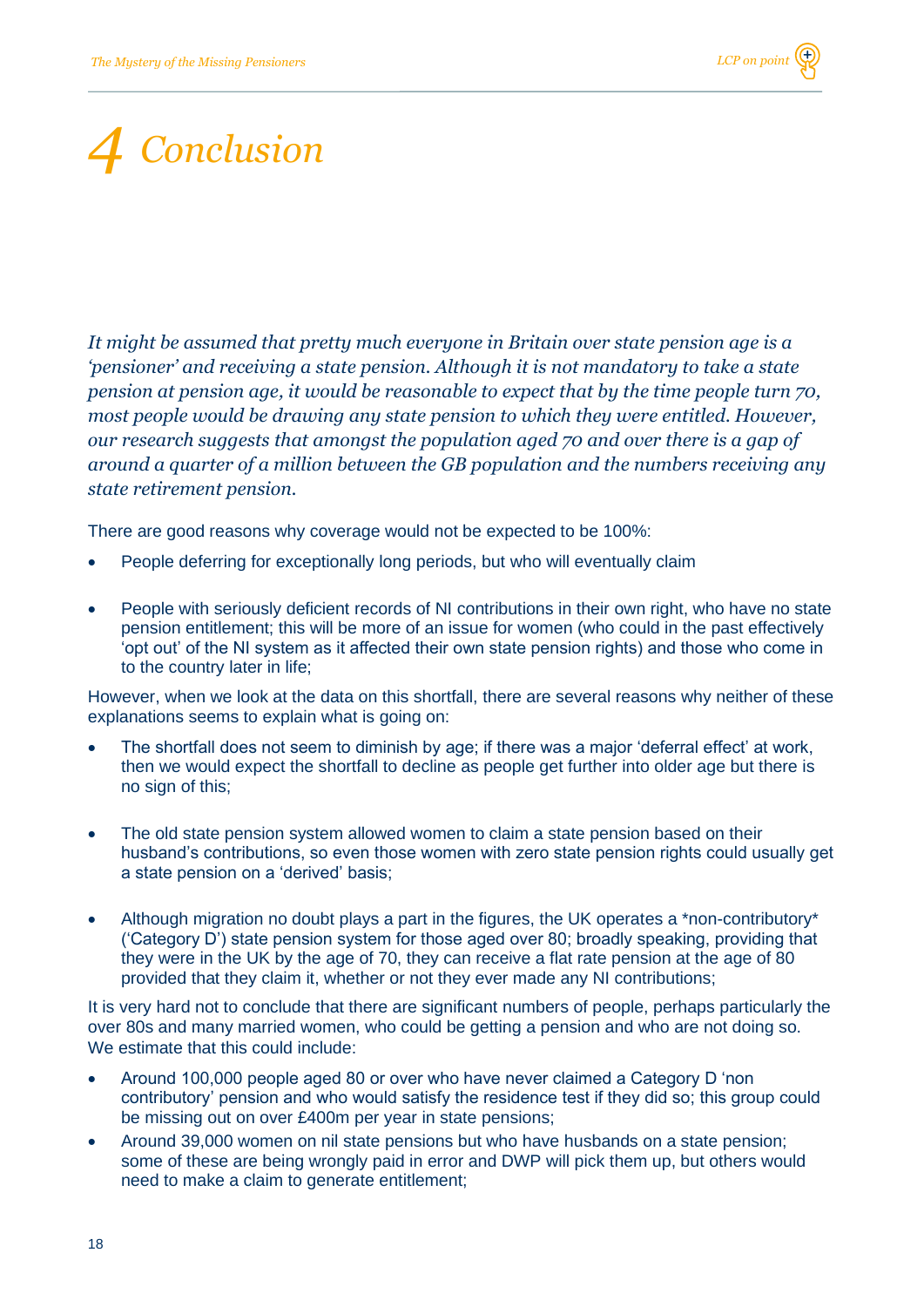# 4 Conclusion

*It might be assumed that pretty much everyone in Britain over state pension age is a 'pensioner' and receiving a state pension. Although it is not mandatory to take a state pension at pension age, it would be reasonable to expect that by the time people turn 70, most people would be drawing any state pension to which they were entitled. However, our research suggests that amongst the population aged 70 and over there is a gap of around a quarter of a million between the GB population and the numbers receiving any state retirement pension.*

There are good reasons why coverage would not be expected to be 100%:

- People deferring for exceptionally long periods, but who will eventually claim
- People with seriously deficient records of NI contributions in their own right, who have no state pension entitlement; this will be more of an issue for women (who could in the past effectively 'opt out' of the NI system as it affected their own state pension rights) and those who come in to the country later in life;

However, when we look at the data on this shortfall, there are several reasons why neither of these explanations seems to explain what is going on:

- The shortfall does not seem to diminish by age; if there was a major 'deferral effect' at work, then we would expect the shortfall to decline as people get further into older age but there is no sign of this;
- The old state pension system allowed women to claim a state pension based on their husband's contributions, so even those women with zero state pension rights could usually get a state pension on a 'derived' basis;
- Although migration no doubt plays a part in the figures, the UK operates a *non-contributory* ('Category D') state pension system for those aged over 80; broadly speaking, providing that they were in the UK by the age of 70, they can receive a flat rate pension at the age of 80 provided that they claim it, whether or not they ever made any NI contributions;

It is very hard not to conclude that there are significant numbers of people, perhaps particularly the over 80s and many married women, who could be getting a pension and who are not doing so. We estimate that this could include:

- Around 100,000 people aged 80 or over who have never claimed a Category D 'non contributory' pension and who would satisfy the residence test if they did so; this group could be missing out on over £400m per year in state pensions;
- Around 39,000 women on nil state pensions but who have husbands on a state pension; some of these are being wrongly paid in error and DWP will pick them up, but others would need to make a claim to generate entitlement;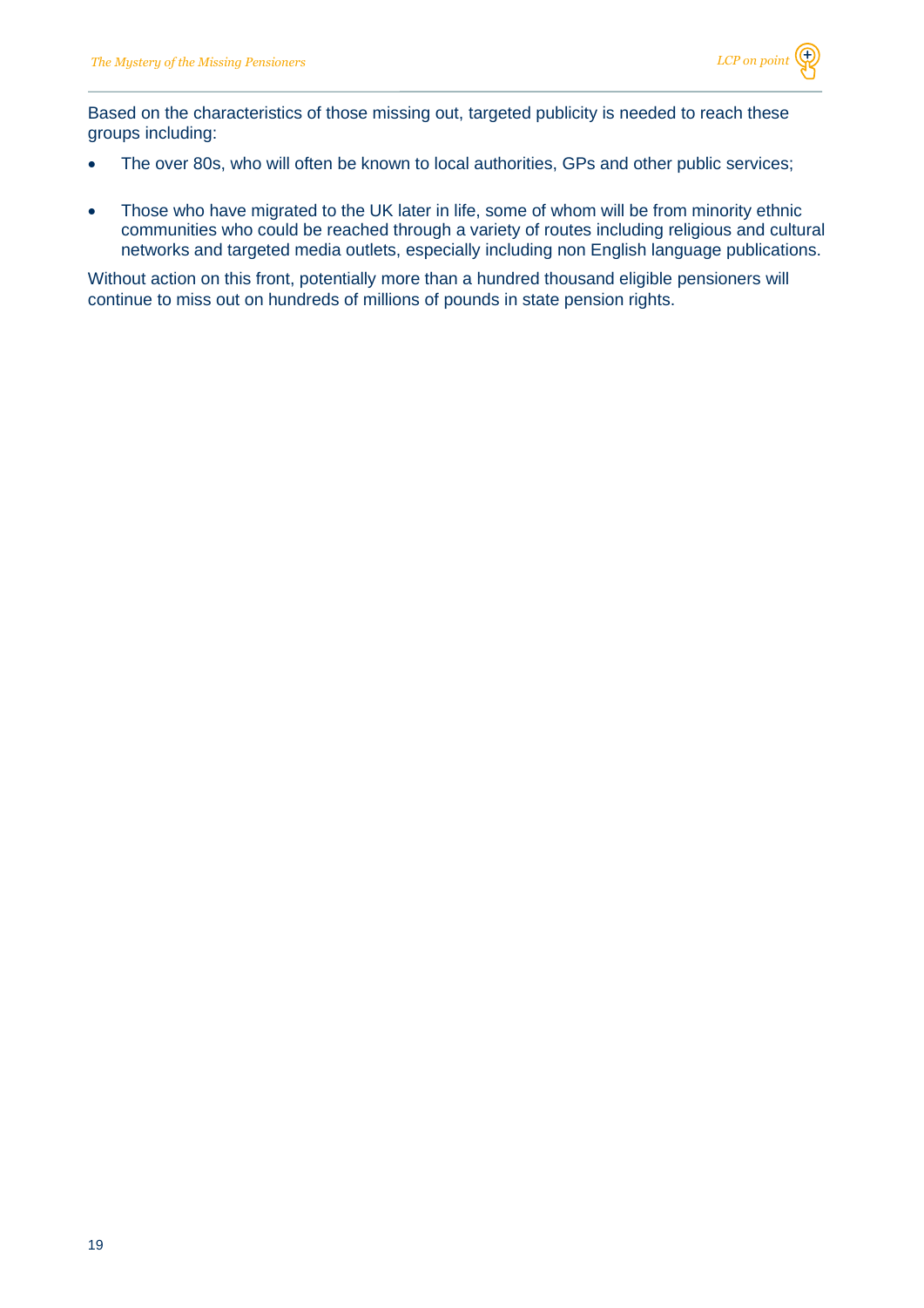Based on the characteristics of those missing out, targeted publicity is needed to reach these groups including:

- The over 80s, who will often be known to local authorities, GPs and other public services;
- Those who have migrated to the UK later in life, some of whom will be from minority ethnic communities who could be reached through a variety of routes including religious and cultural networks and targeted media outlets, especially including non English language publications.

Without action on this front, potentially more than a hundred thousand eligible pensioners will continue to miss out on hundreds of millions of pounds in state pension rights.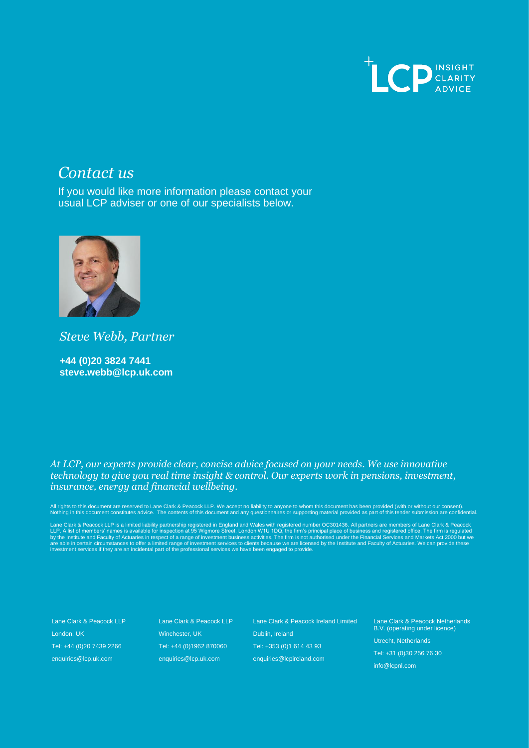## *Contact us*

If you would like more information please contact your usual LCP adviser or one of our specialists below.

*Steve Webb, Partner*

**+44 (0)20 3824 7441**
**steve.webb@lcp.uk.com**

*At LCP, our experts provide clear, concise advice focused on your needs. We use innovative technology to give you real time insight & control. Our experts work in pensions, investment, insurance, energy and financial wellbeing.*

All rights to this document are reserved to Lane Clark & Peacock LLP. We accept no liability to anyone to whom this document has been provided (with or without our consent). Nothing in this document constitutes advice. The contents of this document and any questionnaires or supporting material provided as part of this tender submission are confidential.

Lane Clark & Peacock LLP is a limited liability partnership registered in England and Wales with registered number OC301436. All partners are members of Lane Clark & Peacock LLP. A list of members' names is available for inspection at 95 Wigmore Street, London W1U 1DQ, the firm's principal place of business and registered office. The firm is regulated by the Institute and Faculty of Actuaries in respect of a range of investment business activities. The firm is not authorised under the Financial Services and Markets Act 2000 but we are able in certain circumstances to offer a limited range of investment services to clients because we are licensed by the Institute and Faculty of Actuaries. We can provide these investment services if they are an incidental part of the professional services we have been engaged to provide.

Lane Clark & Peacock LLP
London, UK
Tel: +44 (0)20 7439 2266
enquiries@lcp.uk.com

Lane Clark & Peacock LLP
Winchester, UK
Tel: +44 (0)1962 870060
enquiries@lcp.uk.com

Lane Clark & Peacock Ireland Limited
Dublin, Ireland
Tel: +353 (0)1 614 43 93
enquiries@lcpireland.com

Lane Clark & Peacock Netherlands B.V. (operating under licence)
Utrecht, Netherlands
Tel: +31 (0)30 256 76 30
info@lcpnl.com